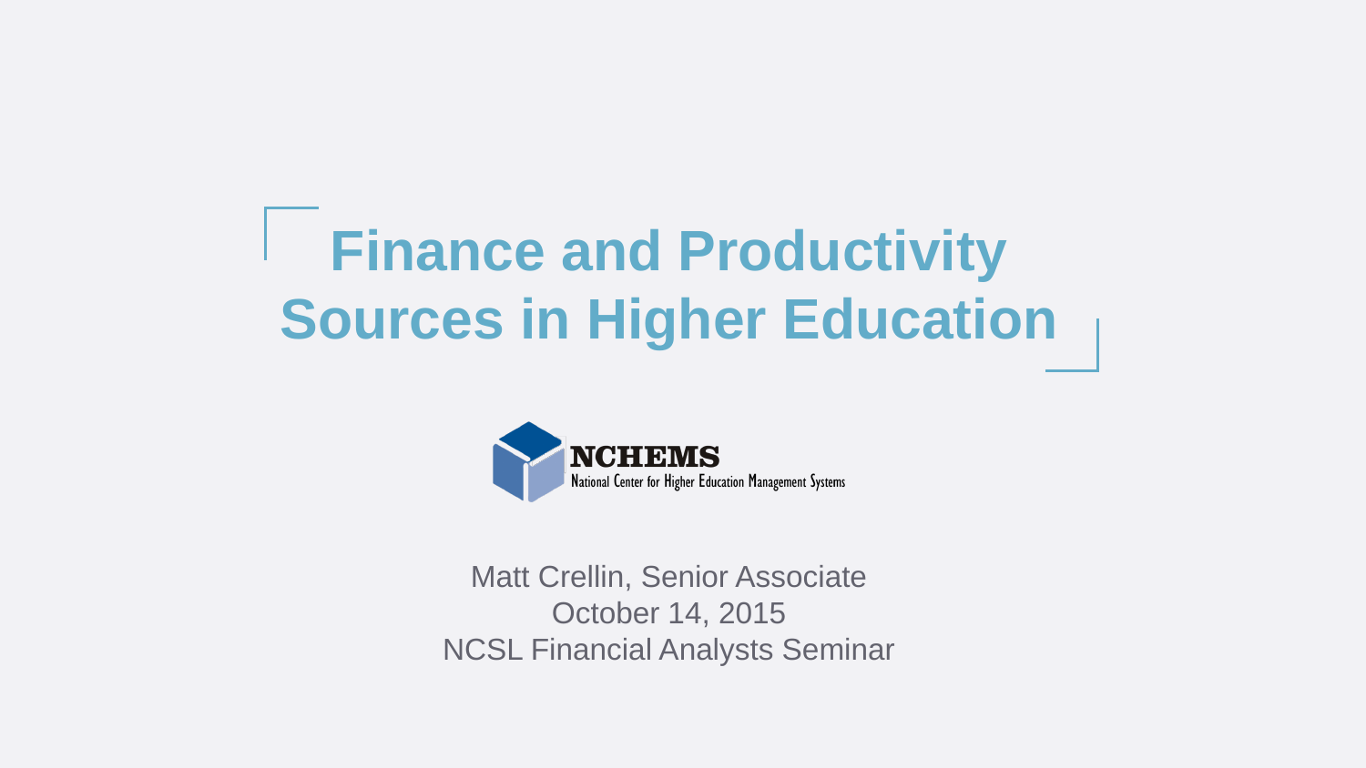# Finance and Productivity Sources in Higher Education

NCHEMS
National Center for Higher Education Management Systems

Matt Crellin, Senior Associate
October 14, 2015
NCSL Financial Analysts Seminar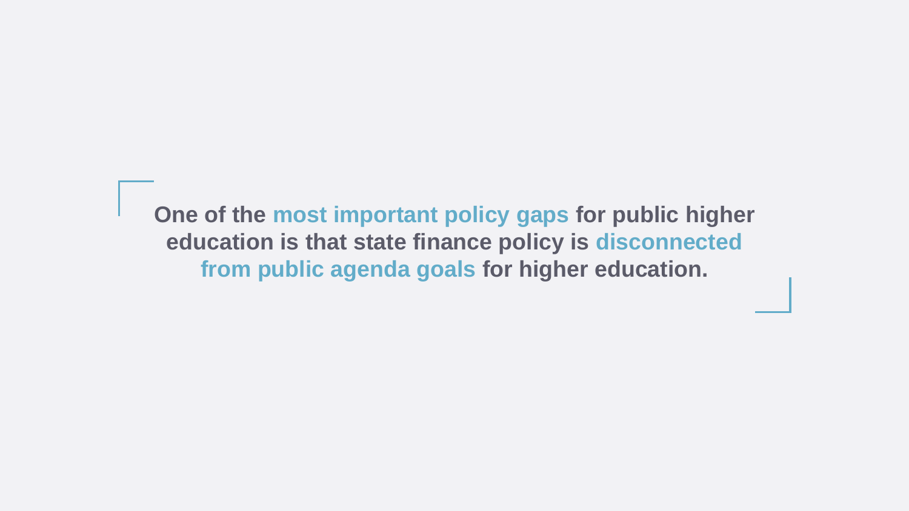**One of the most important policy gaps for public higher education is that state finance policy is disconnected from public agenda goals for higher education.**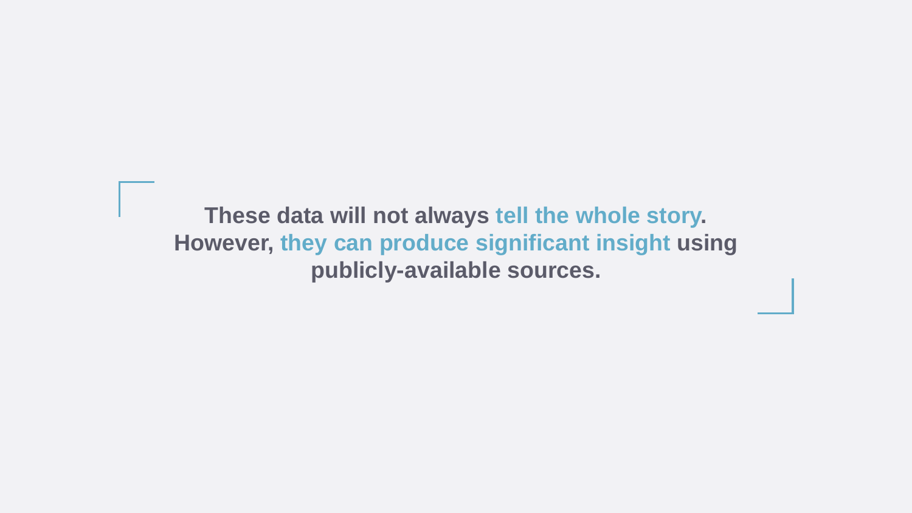**These data will not always tell the whole story. However, they can produce significant insight using publicly-available sources.**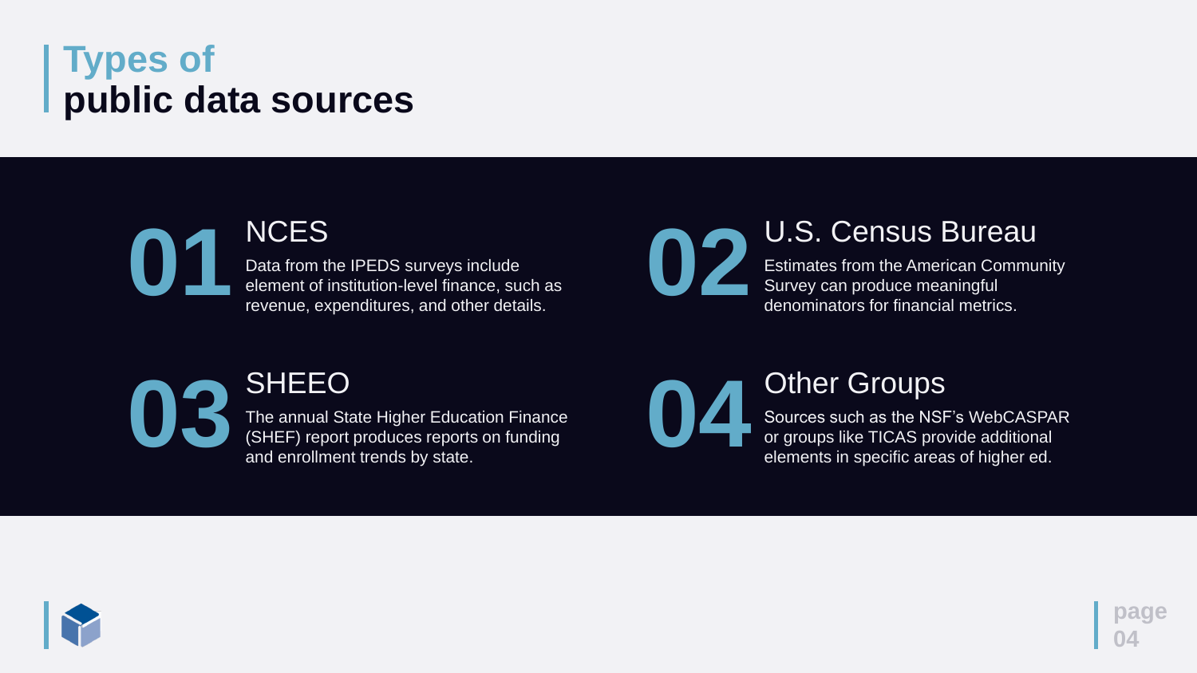# Types of public data sources

## 01 NCES

Data from the IPEDS surveys include element of institution-level finance, such as revenue, expenditures, and other details.

## 02 U.S. Census Bureau

Estimates from the American Community Survey can produce meaningful denominators for financial metrics.

## 03 SHEEO

The annual State Higher Education Finance (SHEF) report produces reports on funding and enrollment trends by state.

## 04 Other Groups

Sources such as the NSF's WebCASPAR or groups like TICAS provide additional elements in specific areas of higher ed.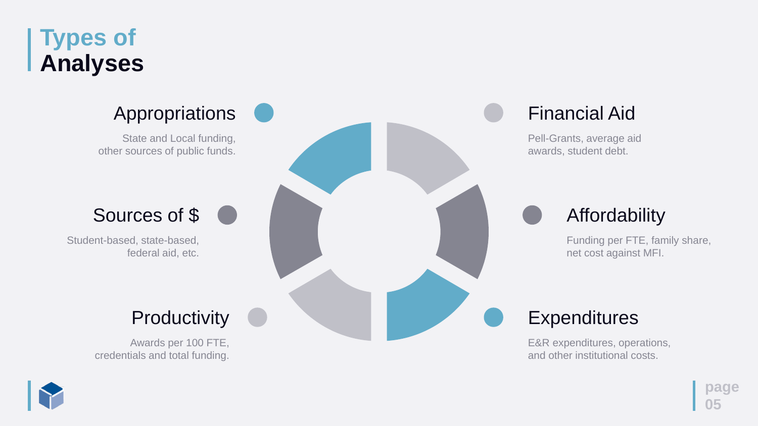# Types of Analyses

### Appropriations

State and Local funding, other sources of public funds.

### Financial Aid

Pell-Grants, average aid awards, student debt.

### Sources of $

Student-based, state-based, federal aid, etc.

### Affordability

Funding per FTE, family share, net cost against MFI.

### Productivity

Awards per 100 FTE, credentials and total funding.

### Expenditures

E&R expenditures, operations, and other institutional costs.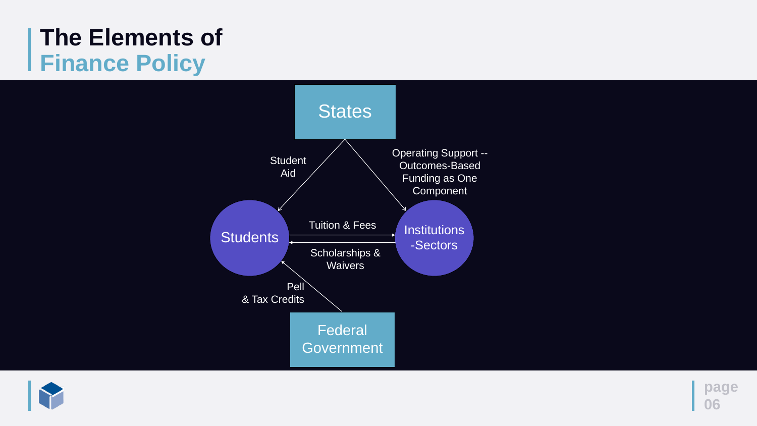# The Elements of Finance Policy

States

Student Aid

Operating Support -- Outcomes-Based Funding as One Component

Students

Tuition & Fees

Scholarships & Waivers

Institutions -Sectors

Pell & Tax Credits

Federal Government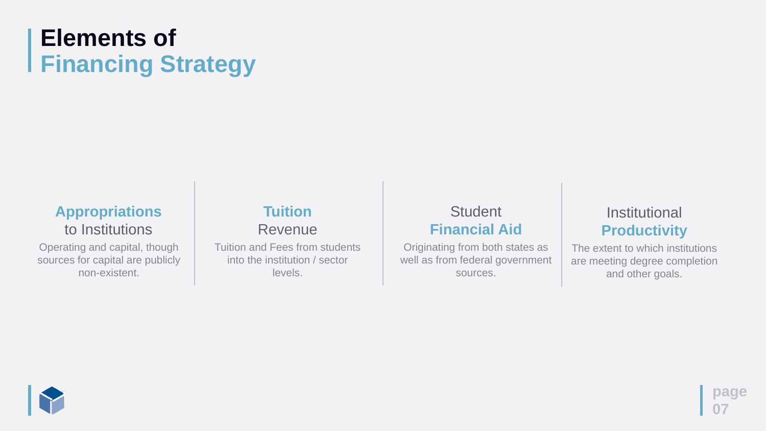# Elements of Financing Strategy

### Appropriations to Institutions

Operating and capital, though sources for capital are publicly non-existent.

### Tuition Revenue

Tuition and Fees from students into the institution / sector levels.

### Student Financial Aid

Originating from both states as well as from federal government sources.

### Institutional Productivity

The extent to which institutions are meeting degree completion and other goals.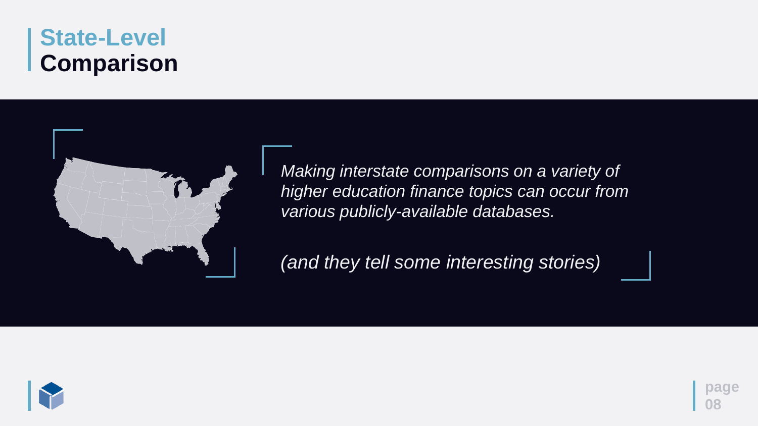# State-Level Comparison

*Making interstate comparisons on a variety of higher education finance topics can occur from various publicly-available databases.*

*(and they tell some interesting stories)*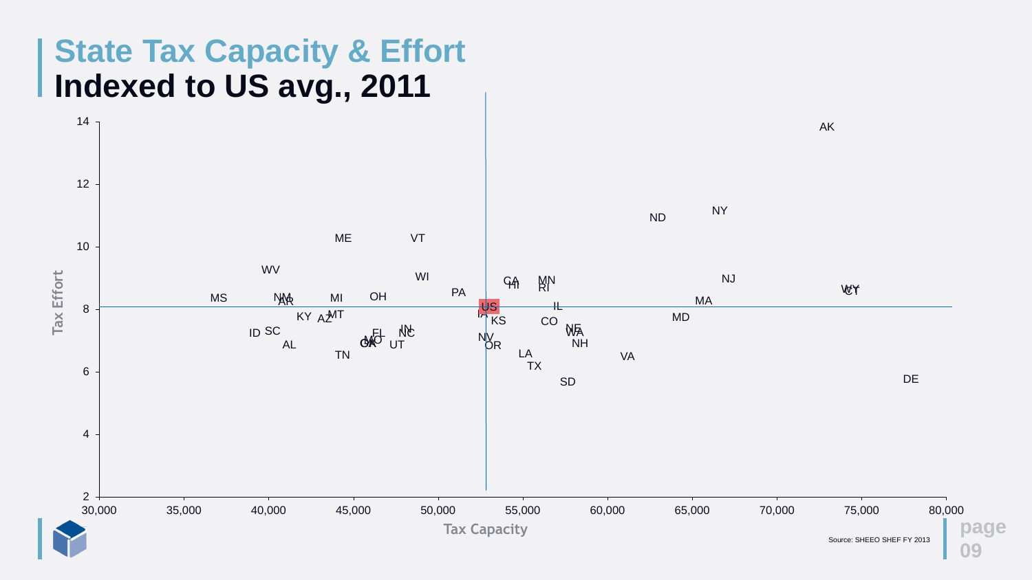# State Tax Capacity & Effort
## Indexed to US avg., 2011

Tax Effort (y-axis: 2–14) vs. Tax Capacity (x-axis: 30,000–80,000)

AK, ND, NY, ME, VT, WV, WI, NJ, CA, HI, MN, RI, WY, CT, PA, MS, NM, AR, MI, OH, MA, US, IL, IA, KY, AZ, MT, KS, CO, MD, IN, NE, WA, ID, SC, FL, NC, MO, GA, NV, AL, UT, OR, NH, TN, LA, VA, TX, DE, SD

Source: SHEEO SHEF FY 2013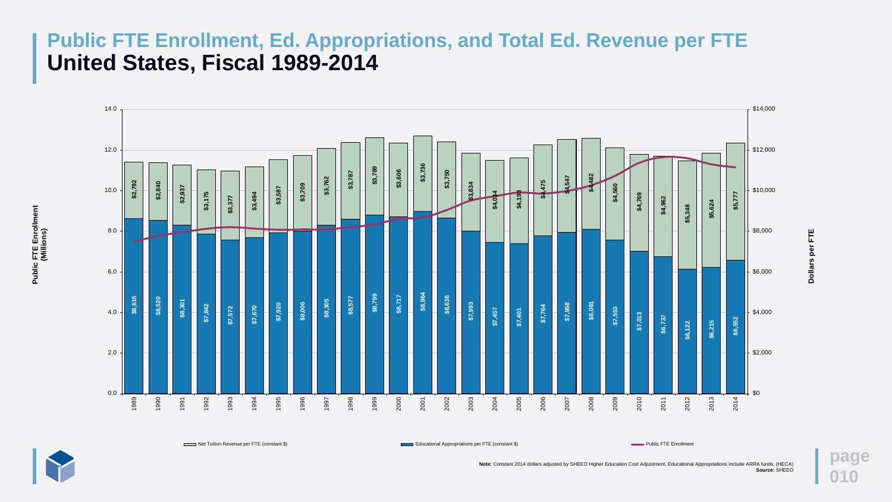# Public FTE Enrollment, Ed. Appropriations, and Total Ed. Revenue per FTE
## United States, Fiscal 1989-2014

| Fiscal Year | Educational Appropriations per FTE (constant $) | Net Tuition Revenue per FTE (constant $) |
|---|---|---|
| 1989 | $8,615 | $2,792 |
| 1990 | $8,520 | $2,840 |
| 1991 | $8,301 | $2,937 |
| 1992 | $7,842 | $3,175 |
| 1993 | $7,572 | $3,377 |
| 1994 | $7,670 | $3,494 |
| 1995 | $7,920 | $3,587 |
| 1996 | $8,006 | $3,709 |
| 1997 | $8,305 | $3,762 |
| 1998 | $8,577 | $3,787 |
| 1999 | $8,799 | $3,789 |
| 2000 | $8,717 | $3,606 |
| 2001 | $8,964 | $3,736 |
| 2002 | $8,638 | $3,750 |
| 2003 | $7,993 | $3,834 |
| 2004 | $7,457 | $4,034 |
| 2005 | $7,401 | $4,193 |
| 2006 | $7,764 | $4,475 |
| 2007 | $7,958 | $4,547 |
| 2008 | $8,081 | $4,482 |
| 2009 | $7,553 | $4,560 |
| 2010 | $7,013 | $4,769 |
| 2011 | $6,737 | $4,962 |
| 2012 | $6,122 | $5,348 |
| 2013 | $6,215 | $5,624 |
| 2014 | $6,552 | $5,777 |

Left axis: Public FTE Enrollment (Millions), 0.0–14.0. Right axis: Dollars per FTE, $0–$14,000.

Legend: Net Tuition Revenue per FTE (constant $); Educational Appropriations per FTE (constant $); Public FTE Enrollment

**Note:** Constant 2014 dollars adjusted by SHEEO Higher Education Cost Adjustment. Educational Appropriations include ARRA funds. (HECA)
**Source:** SHEEO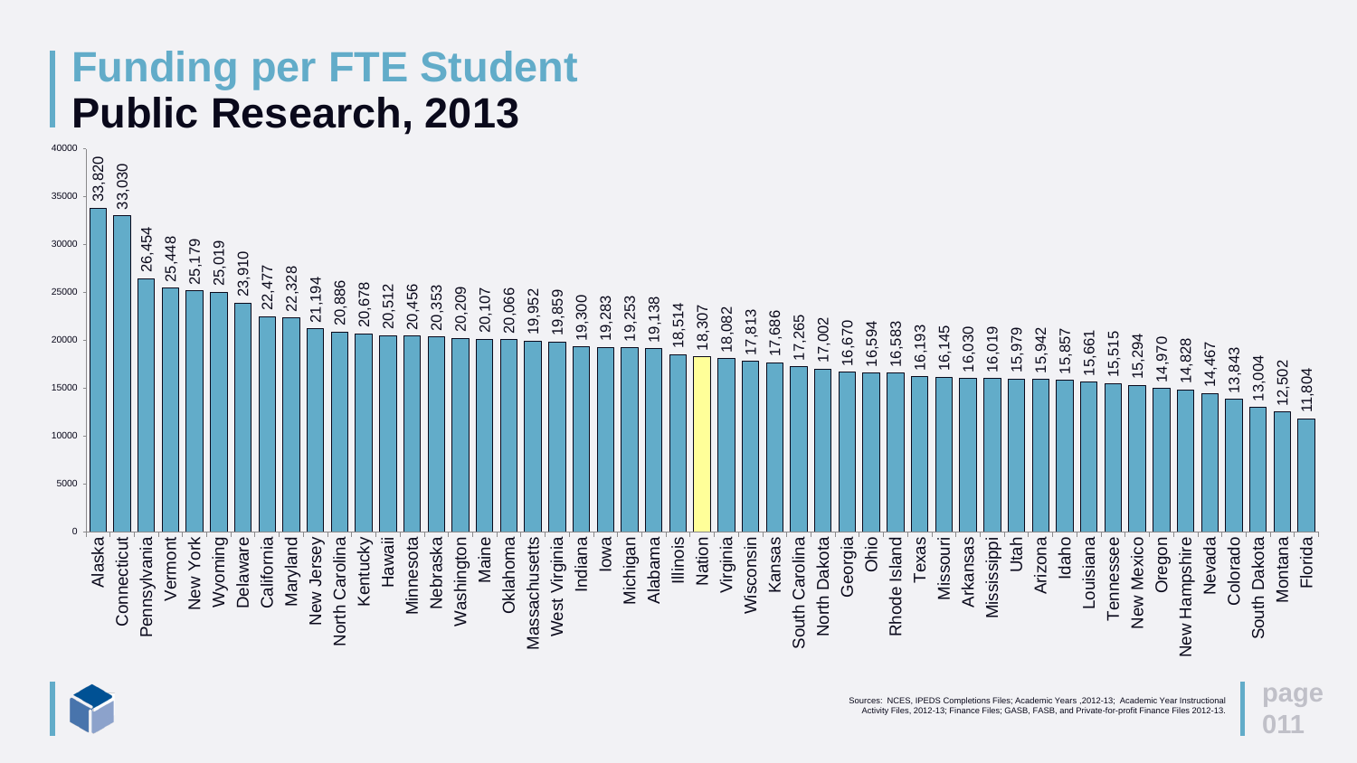# Funding per FTE Student
## Public Research, 2013

| State | Funding per FTE Student |
|---|---|
| Alaska | 33,820 |
| Connecticut | 33,030 |
| Pennsylvania | 26,454 |
| Vermont | 25,448 |
| New York | 25,179 |
| Wyoming | 25,019 |
| Delaware | 23,910 |
| California | 22,477 |
| Maryland | 22,328 |
| New Jersey | 21,194 |
| North Carolina | 20,886 |
| Kentucky | 20,678 |
| Hawaii | 20,512 |
| Minnesota | 20,456 |
| Nebraska | 20,353 |
| Washington | 20,209 |
| Maine | 20,107 |
| Oklahoma | 20,066 |
| Massachusetts | 19,952 |
| West Virginia | 19,859 |
| Indiana | 19,300 |
| Iowa | 19,283 |
| Michigan | 19,253 |
| Alabama | 19,138 |
| Illinois | 18,514 |
| Nation | 18,307 |
| Virginia | 18,082 |
| Wisconsin | 17,813 |
| Kansas | 17,686 |
| South Carolina | 17,265 |
| North Dakota | 17,002 |
| Georgia | 16,670 |
| Ohio | 16,594 |
| Rhode Island | 16,583 |
| Texas | 16,193 |
| Missouri | 16,145 |
| Arkansas | 16,030 |
| Mississippi | 16,019 |
| Utah | 15,979 |
| Arizona | 15,942 |
| Idaho | 15,857 |
| Louisiana | 15,661 |
| Tennessee | 15,515 |
| New Mexico | 15,294 |
| Oregon | 14,970 |
| New Hampshire | 14,828 |
| Nevada | 14,467 |
| Colorado | 13,843 |
| South Dakota | 13,004 |
| Montana | 12,502 |
| Florida | 11,804 |

Sources: NCES, IPEDS Completions Files; Academic Years ,2012-13; Academic Year Instructional Activity Files, 2012-13; Finance Files; GASB, FASB, and Private-for-profit Finance Files 2012-13.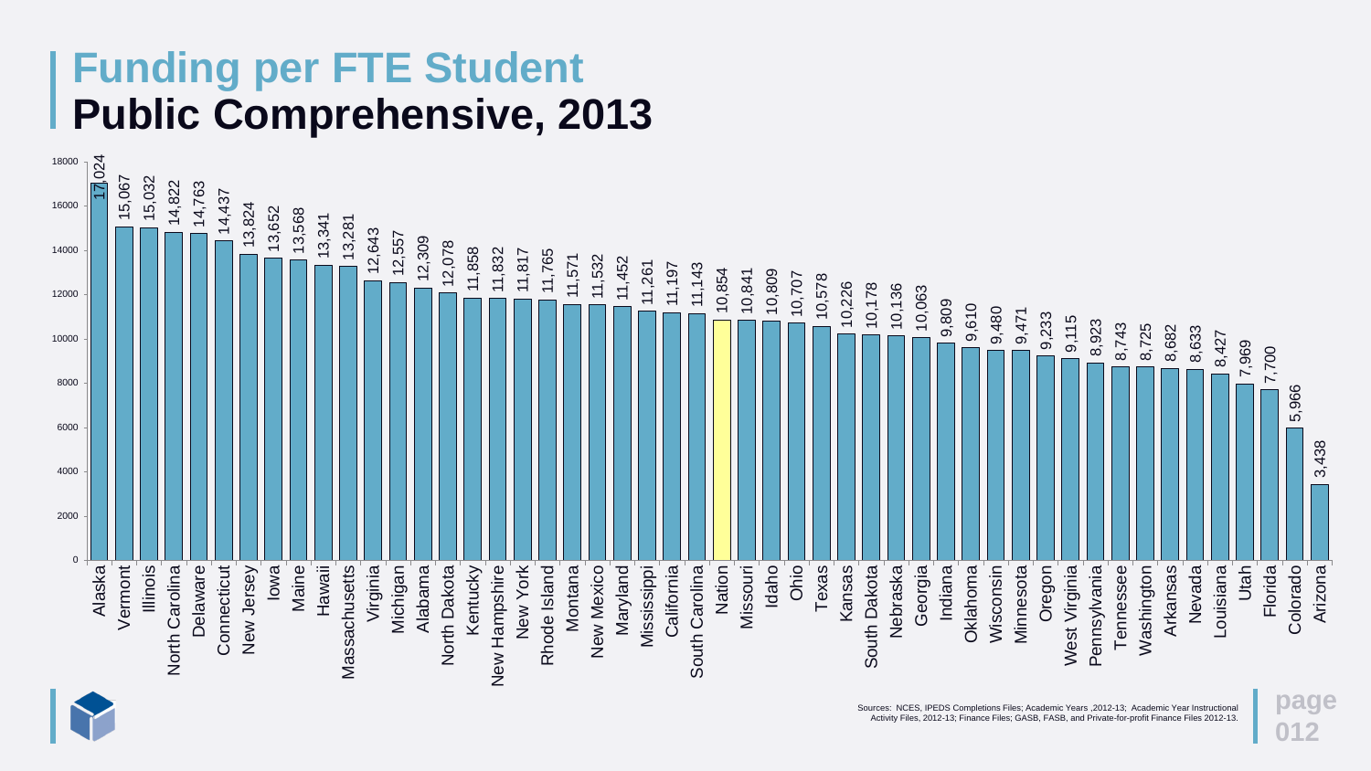# Funding per FTE Student

## Public Comprehensive, 2013

| State | Funding per FTE Student |
| --- | --- |
| Alaska | 17,024 |
| Vermont | 15,067 |
| Illinois | 15,032 |
| North Carolina | 14,822 |
| Delaware | 14,763 |
| Connecticut | 14,437 |
| New Jersey | 13,824 |
| Iowa | 13,652 |
| Maine | 13,568 |
| Hawaii | 13,341 |
| Massachusetts | 13,281 |
| Virginia | 12,643 |
| Michigan | 12,557 |
| Alabama | 12,309 |
| North Dakota | 12,078 |
| Kentucky | 11,858 |
| New Hampshire | 11,832 |
| New York | 11,817 |
| Rhode Island | 11,765 |
| Montana | 11,571 |
| New Mexico | 11,532 |
| Maryland | 11,452 |
| Mississippi | 11,261 |
| California | 11,197 |
| South Carolina | 11,143 |
| Nation | 10,854 |
| Missouri | 10,841 |
| Idaho | 10,809 |
| Ohio | 10,707 |
| Texas | 10,578 |
| Kansas | 10,226 |
| South Dakota | 10,178 |
| Nebraska | 10,136 |
| Georgia | 10,063 |
| Indiana | 9,809 |
| Oklahoma | 9,610 |
| Wisconsin | 9,480 |
| Minnesota | 9,471 |
| Oregon | 9,233 |
| West Virginia | 9,115 |
| Pennsylvania | 8,923 |
| Tennessee | 8,743 |
| Washington | 8,725 |
| Arkansas | 8,682 |
| Nevada | 8,633 |
| Louisiana | 8,427 |
| Utah | 7,969 |
| Florida | 7,700 |
| Colorado | 5,966 |
| Arizona | 3,438 |

Sources: NCES, IPEDS Completions Files; Academic Years ,2012-13; Academic Year Instructional Activity Files, 2012-13; Finance Files; GASB, FASB, and Private-for-profit Finance Files 2012-13.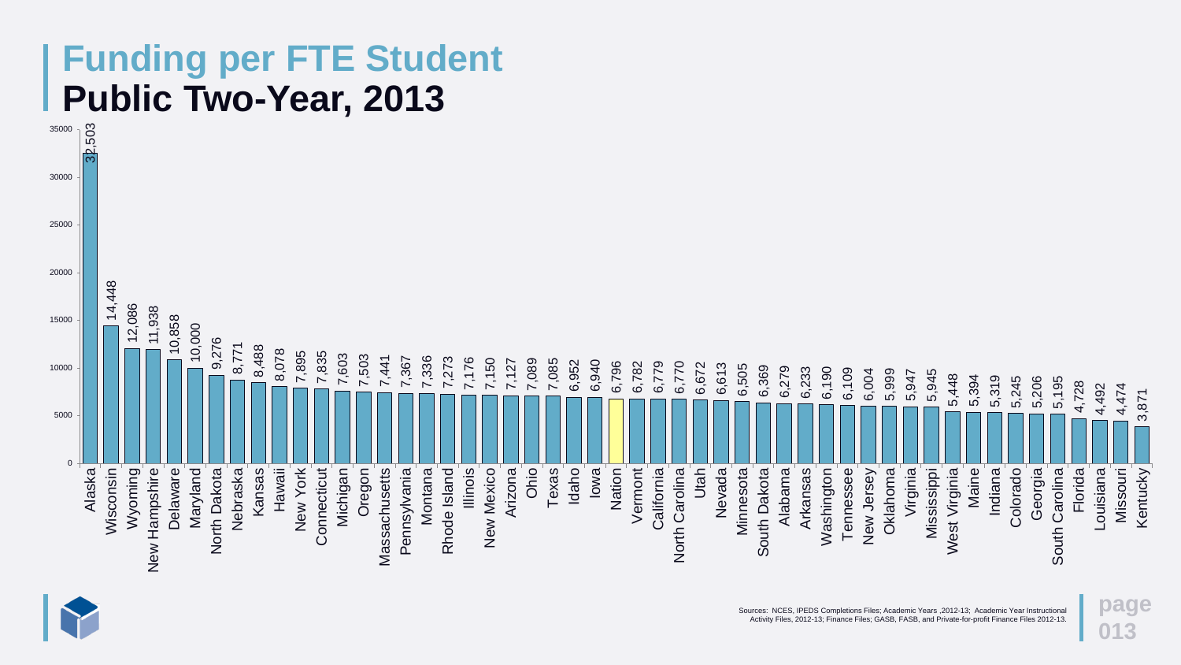# Funding per FTE Student
## Public Two-Year, 2013

| State | Funding per FTE Student |
|---|---|
| Alaska | 32,503 |
| Wisconsin | 14,448 |
| Wyoming | 12,086 |
| New Hampshire | 11,938 |
| Delaware | 10,858 |
| Maryland | 10,000 |
| North Dakota | 9,276 |
| Nebraska | 8,771 |
| Kansas | 8,488 |
| Hawaii | 8,078 |
| New York | 7,895 |
| Connecticut | 7,835 |
| Michigan | 7,603 |
| Oregon | 7,503 |
| Massachusetts | 7,441 |
| Pennsylvania | 7,367 |
| Montana | 7,336 |
| Rhode Island | 7,273 |
| Illinois | 7,176 |
| New Mexico | 7,150 |
| Arizona | 7,127 |
| Ohio | 7,089 |
| Texas | 7,085 |
| Idaho | 6,952 |
| Iowa | 6,940 |
| Nation | 6,796 |
| Vermont | 6,782 |
| California | 6,779 |
| North Carolina | 6,770 |
| Utah | 6,672 |
| Nevada | 6,613 |
| Minnesota | 6,505 |
| South Dakota | 6,369 |
| Alabama | 6,279 |
| Arkansas | 6,233 |
| Washington | 6,190 |
| Tennessee | 6,109 |
| New Jersey | 6,004 |
| Oklahoma | 5,999 |
| Virginia | 5,947 |
| Mississippi | 5,945 |
| West Virginia | 5,448 |
| Maine | 5,394 |
| Indiana | 5,319 |
| Colorado | 5,245 |
| Georgia | 5,206 |
| South Carolina | 5,195 |
| Florida | 4,728 |
| Louisiana | 4,492 |
| Missouri | 4,474 |
| Kentucky | 3,871 |

Sources: NCES, IPEDS Completions Files; Academic Years ,2012-13; Academic Year Instructional Activity Files, 2012-13; Finance Files; GASB, FASB, and Private-for-profit Finance Files 2012-13.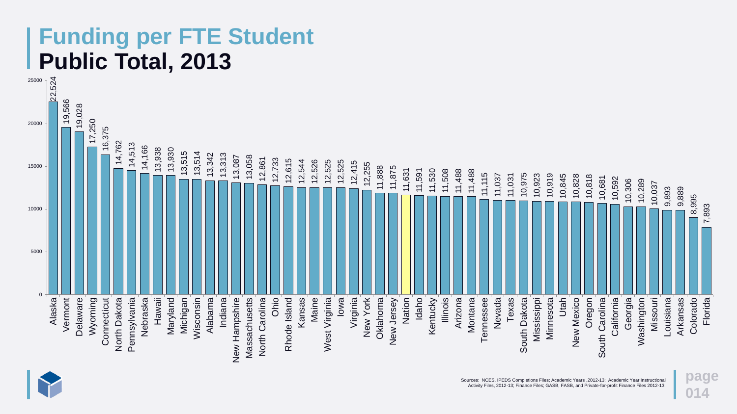# Funding per FTE Student
## Public Total, 2013

| State | Funding per FTE Student |
|---|---|
| Alaska | 22,524 |
| Vermont | 19,566 |
| Delaware | 19,028 |
| Wyoming | 17,250 |
| Connecticut | 16,375 |
| North Dakota | 14,762 |
| Pennsylvania | 14,513 |
| Nebraska | 14,166 |
| Hawaii | 13,938 |
| Maryland | 13,930 |
| Michigan | 13,515 |
| Wisconsin | 13,514 |
| Alabama | 13,342 |
| Indiana | 13,313 |
| New Hampshire | 13,087 |
| Massachusetts | 13,058 |
| North Carolina | 12,861 |
| Ohio | 12,733 |
| Rhode Island | 12,615 |
| Kansas | 12,544 |
| Maine | 12,526 |
| West Virginia | 12,525 |
| Iowa | 12,525 |
| Virginia | 12,415 |
| New York | 12,255 |
| Oklahoma | 11,888 |
| New Jersey | 11,875 |
| Nation | 11,631 |
| Idaho | 11,591 |
| Kentucky | 11,530 |
| Illinois | 11,508 |
| Arizona | 11,488 |
| Montana | 11,488 |
| Tennessee | 11,115 |
| Nevada | 11,037 |
| Texas | 11,031 |
| South Dakota | 10,975 |
| Mississippi | 10,923 |
| Minnesota | 10,919 |
| Utah | 10,845 |
| New Mexico | 10,828 |
| Oregon | 10,818 |
| South Carolina | 10,681 |
| California | 10,592 |
| Georgia | 10,306 |
| Washington | 10,289 |
| Missouri | 10,037 |
| Louisiana | 9,893 |
| Arkansas | 9,889 |
| Colorado | 8,995 |
| Florida | 7,893 |

Sources: NCES, IPEDS Completions Files; Academic Years ,2012-13; Academic Year Instructional Activity Files, 2012-13; Finance Files; GASB, FASB, and Private-for-profit Finance Files 2012-13.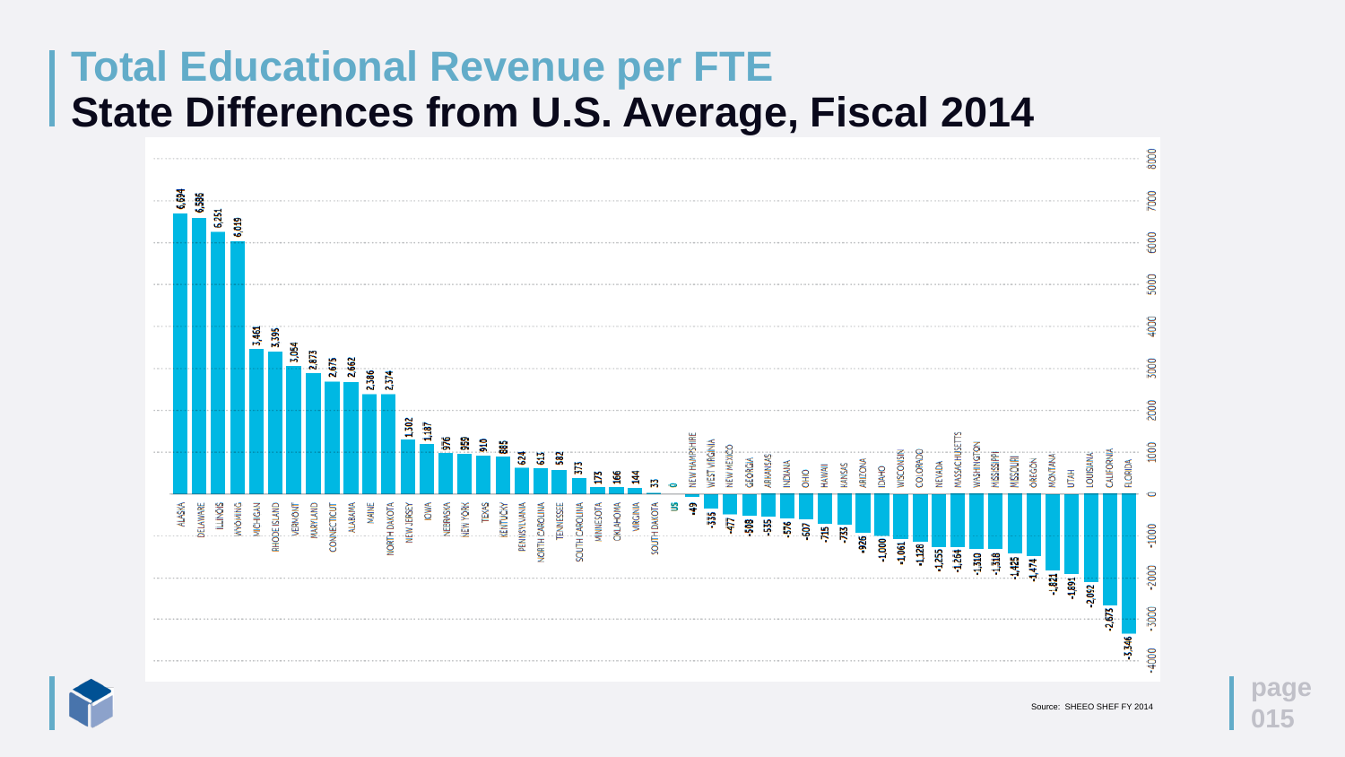# Total Educational Revenue per FTE

## State Differences from U.S. Average, Fiscal 2014

| State | Difference |
|---|---|
| ALASKA | 6,694 |
| DELAWARE | 6,586 |
| ILLINOIS | 6,251 |
| WYOMING | 6,019 |
| MICHIGAN | 3,461 |
| RHODE ISLAND | 3,395 |
| VERMONT | 3,054 |
| MARYLAND | 2,873 |
| CONNECTICUT | 2,675 |
| ALABAMA | 2,662 |
| MAINE | 2,386 |
| NORTH DAKOTA | 2,374 |
| NEW JERSEY | 1,302 |
| IOWA | 1,187 |
| NEBRASKA | 976 |
| NEW YORK | 959 |
| TEXAS | 910 |
| KENTUCKY | 885 |
| PENNSYLVANIA | 624 |
| NORTH CAROLINA | 613 |
| TENNESSEE | 582 |
| SOUTH CAROLINA | 373 |
| MINNESOTA | 173 |
| OKLAHOMA | 166 |
| VIRGINIA | 144 |
| SOUTH DAKOTA | 33 |
| US | 0 |
| NEW HAMPSHIRE | -49 |
| WEST VIRGINIA | -335 |
| NEW MEXICO | -477 |
| GEORGIA | -508 |
| ARKANSAS | -535 |
| INDIANA | -576 |
| OHIO | -607 |
| HAWAII | -715 |
| KANSAS | -733 |
| ARIZONA | -926 |
| IDAHO | -1,000 |
| WISCONSIN | -1,061 |
| COLORADO | -1,128 |
| NEVADA | -1,255 |
| MASSACHUSETTS | -1,264 |
| WASHINGTON | -1,310 |
| MISSISSIPPI | -1,318 |
| MISSOURI | -1,425 |
| OREGON | -1,474 |
| MONTANA | -1,821 |
| UTAH | -1,891 |
| LOUISIANA | -2,092 |
| CALIFORNIA | -2,673 |
| FLORIDA | -3,346 |

Source: SHEEO SHEF FY 2014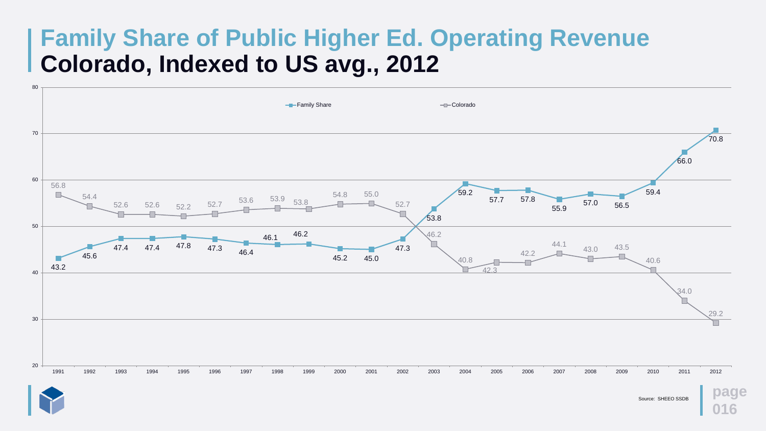# Family Share of Public Higher Ed. Operating Revenue
## Colorado, Indexed to US avg., 2012

| Year | Family Share | Colorado |
|---|---|---|
| 1991 | 43.2 | 56.8 |
| 1992 | 45.6 | 54.4 |
| 1993 | 47.4 | 52.6 |
| 1994 | 47.4 | 52.6 |
| 1995 | 47.8 | 52.2 |
| 1996 | 47.3 | 52.7 |
| 1997 | 46.4 | 53.6 |
| 1998 | 46.1 | 53.9 |
| 1999 | 46.2 | 53.8 |
| 2000 | 45.2 | 54.8 |
| 2001 | 45.0 | 55.0 |
| 2002 | 47.3 | 52.7 |
| 2003 | 53.8 | 46.2 |
| 2004 | 59.2 | 40.8 |
| 2005 | 57.7 | 42.3 |
| 2006 | 57.8 | 42.2 |
| 2007 | 55.9 | 44.1 |
| 2008 | 57.0 | 43.0 |
| 2009 | 56.5 | 43.5 |
| 2010 | 59.4 | 40.6 |
| 2011 | 66.0 | 34.0 |
| 2012 | 70.8 | 29.2 |

Source: SHEEO SSDB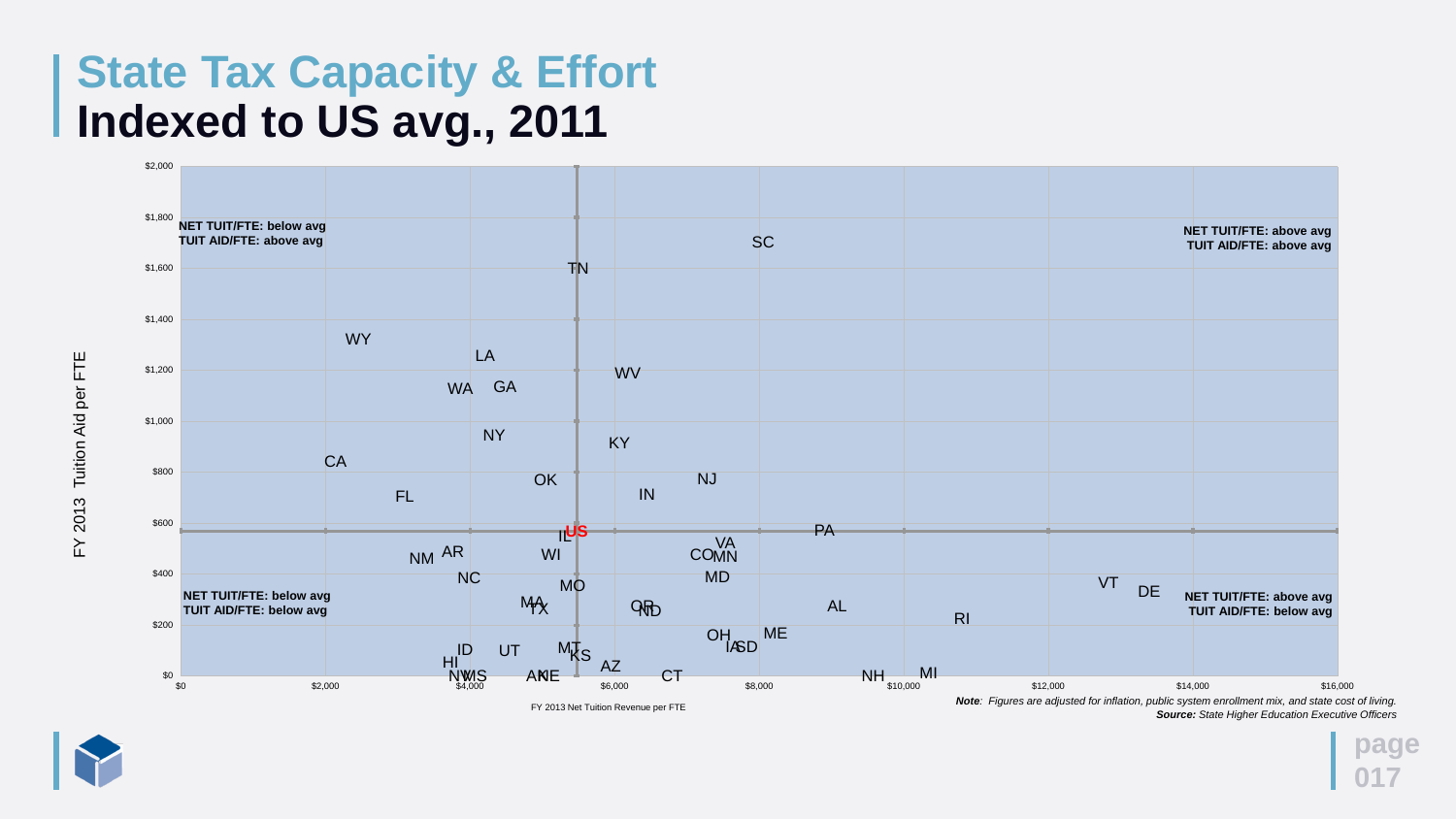# State Tax Capacity & Effort
# Indexed to US avg., 2011

FY 2013 Tuition Aid per FTE

$2,000
$1,800
$1,600
$1,400
$1,200
$1,000
$800
$600
$400
$200
$0

**NET TUIT/FTE: below avg**
**TUIT AID/FTE: above avg**

**NET TUIT/FTE: above avg**
**TUIT AID/FTE: above avg**

**NET TUIT/FTE: below avg**
**TUIT AID/FTE: below avg**

**NET TUIT/FTE: above avg**
**TUIT AID/FTE: below avg**

SC TN WY LA WV WA GA NY KY CA OK NJ IN FL PA IL US VA AR NM WI CO MN NC MD MO VT DE MA TX OR ND AL RI ME OH IA SD ID UT MT KS HI AZ NV MS AK NE CT NH MI

$0 $2,000 $4,000 $6,000 $8,000 $10,000 $12,000 $14,000 $16,000

FY 2013 Net Tuition Revenue per FTE

***Note**: Figures are adjusted for inflation, public system enrollment mix, and state cost of living.*
***Source:** State Higher Education Executive Officers*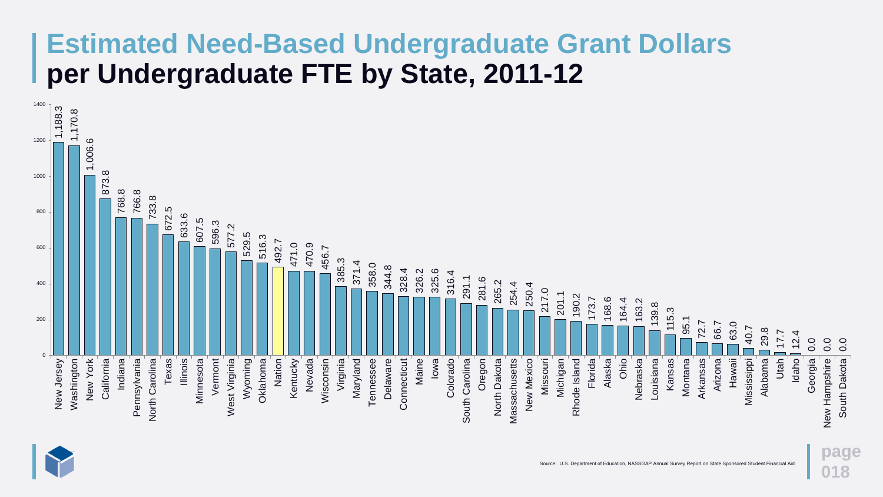# Estimated Need-Based Undergraduate Grant Dollars per Undergraduate FTE by State, 2011-12

| State | Dollars per FTE |
|---|---|
| New Jersey | 1,188.3 |
| Washington | 1,170.8 |
| New York | 1,006.6 |
| California | 873.8 |
| Indiana | 768.8 |
| Pennsylvania | 766.8 |
| North Carolina | 733.8 |
| Texas | 672.5 |
| Illinois | 633.6 |
| Minnesota | 607.5 |
| Vermont | 596.3 |
| West Virginia | 577.2 |
| Wyoming | 529.5 |
| Oklahoma | 516.3 |
| Nation | 492.7 |
| Kentucky | 471.0 |
| Nevada | 470.9 |
| Wisconsin | 456.7 |
| Virginia | 385.3 |
| Maryland | 371.4 |
| Tennessee | 358.0 |
| Delaware | 344.8 |
| Connecticut | 328.4 |
| Maine | 326.2 |
| Iowa | 325.6 |
| Colorado | 316.4 |
| South Carolina | 291.1 |
| Oregon | 281.6 |
| North Dakota | 265.2 |
| Massachusetts | 254.4 |
| New Mexico | 250.4 |
| Missouri | 217.0 |
| Michigan | 201.1 |
| Rhode Island | 190.2 |
| Florida | 173.7 |
| Alaska | 168.6 |
| Ohio | 164.4 |
| Nebraska | 163.2 |
| Louisiana | 139.8 |
| Kansas | 115.3 |
| Montana | 95.1 |
| Arkansas | 72.7 |
| Arizona | 66.7 |
| Hawaii | 63.0 |
| Mississippi | 40.7 |
| Alabama | 29.8 |
| Utah | 17.7 |
| Idaho | 12.4 |
| Georgia | 0.0 |
| New Hampshire | 0.0 |
| South Dakota | 0.0 |

Source: U.S. Department of Education, NASSGAP Annual Survey Report on State Sponsored Student Financial Aid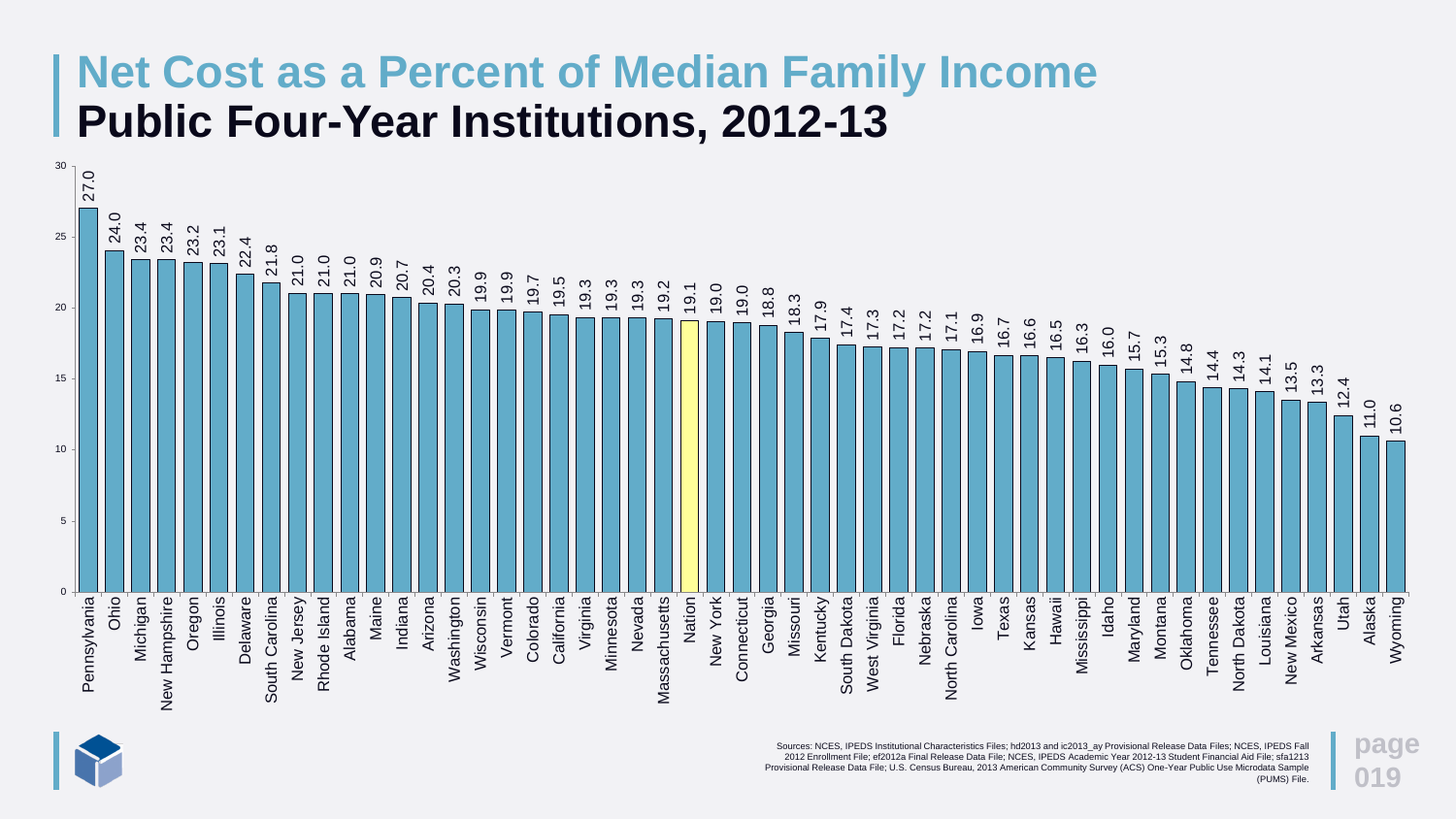# Net Cost as a Percent of Median Family Income

## Public Four-Year Institutions, 2012-13

| State | Net Cost as % of Median Family Income |
|---|---|
| Pennsylvania | 27.0 |
| Ohio | 24.0 |
| Michigan | 23.4 |
| New Hampshire | 23.4 |
| Oregon | 23.2 |
| Illinois | 23.1 |
| Delaware | 22.4 |
| South Carolina | 21.8 |
| New Jersey | 21.0 |
| Rhode Island | 21.0 |
| Alabama | 21.0 |
| Maine | 20.9 |
| Indiana | 20.7 |
| Arizona | 20.4 |
| Washington | 20.3 |
| Wisconsin | 19.9 |
| Vermont | 19.9 |
| Colorado | 19.7 |
| California | 19.5 |
| Virginia | 19.3 |
| Minnesota | 19.3 |
| Nevada | 19.3 |
| Massachusetts | 19.2 |
| Nation | 19.1 |
| New York | 19.0 |
| Connecticut | 19.0 |
| Georgia | 18.8 |
| Missouri | 18.3 |
| Kentucky | 17.9 |
| South Dakota | 17.4 |
| West Virginia | 17.3 |
| Florida | 17.2 |
| Nebraska | 17.2 |
| North Carolina | 17.1 |
| Iowa | 16.9 |
| Texas | 16.7 |
| Kansas | 16.6 |
| Hawaii | 16.5 |
| Mississippi | 16.3 |
| Idaho | 16.0 |
| Maryland | 15.7 |
| Montana | 15.3 |
| Oklahoma | 14.8 |
| Tennessee | 14.4 |
| North Dakota | 14.3 |
| Louisiana | 14.1 |
| New Mexico | 13.5 |
| Arkansas | 13.3 |
| Utah | 12.4 |
| Alaska | 11.0 |
| Wyoming | 10.6 |

Sources: NCES, IPEDS Institutional Characteristics Files; hd2013 and ic2013_ay Provisional Release Data Files; NCES, IPEDS Fall 2012 Enrollment File; ef2012a Final Release Data File; NCES, IPEDS Academic Year 2012-13 Student Financial Aid File; sfa1213 Provisional Release Data File; U.S. Census Bureau, 2013 American Community Survey (ACS) One-Year Public Use Microdata Sample (PUMS) File.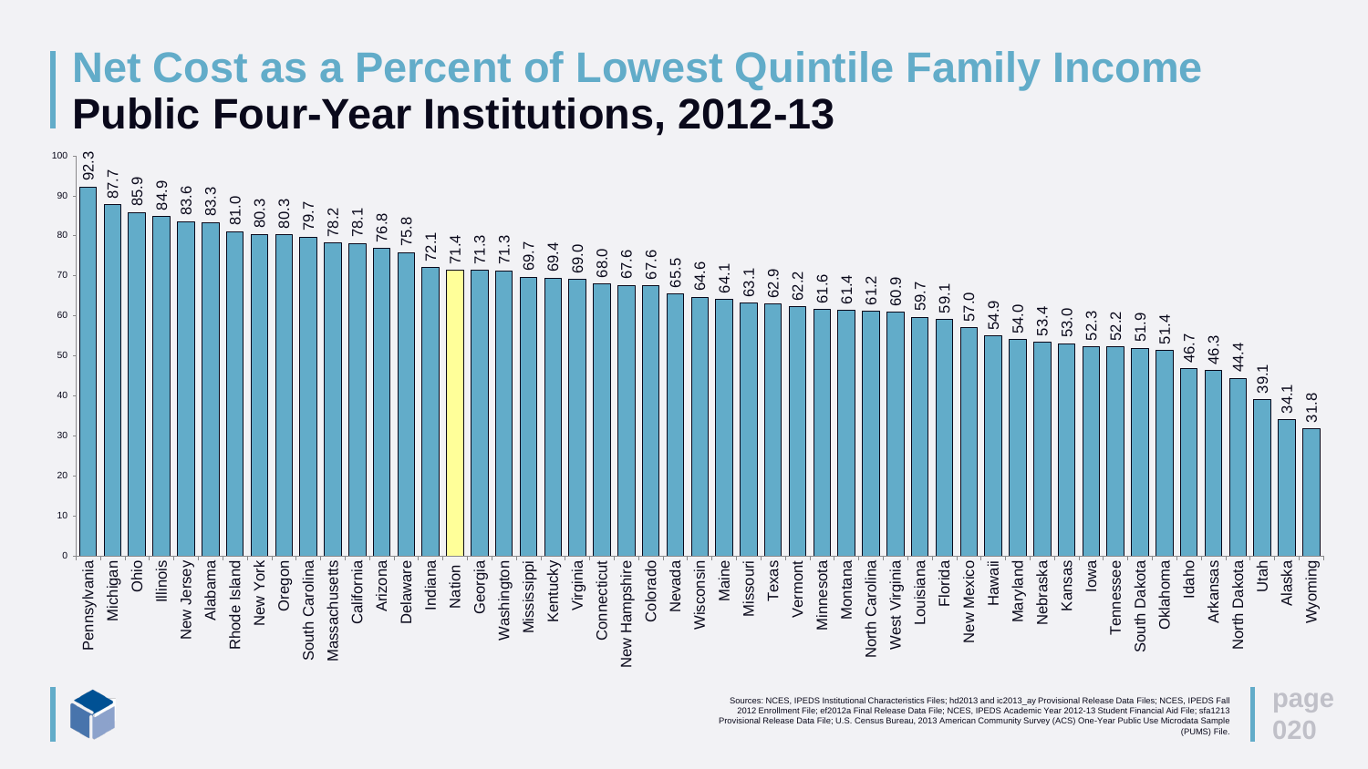# Net Cost as a Percent of Lowest Quintile Family Income
## Public Four-Year Institutions, 2012-13

| State | Net Cost as a Percent of Lowest Quintile Family Income |
|---|---|
| Pennsylvania | 92.3 |
| Michigan | 87.7 |
| Ohio | 85.9 |
| Illinois | 84.9 |
| New Jersey | 83.6 |
| Alabama | 83.3 |
| Rhode Island | 81.0 |
| New York | 80.3 |
| Oregon | 80.3 |
| South Carolina | 79.7 |
| Massachusetts | 78.2 |
| California | 78.1 |
| Arizona | 76.8 |
| Delaware | 75.8 |
| Indiana | 72.1 |
| Nation | 71.4 |
| Georgia | 71.3 |
| Washington | 71.3 |
| Mississippi | 69.7 |
| Kentucky | 69.4 |
| Virginia | 69.0 |
| Connecticut | 68.0 |
| New Hampshire | 67.6 |
| Colorado | 67.6 |
| Nevada | 65.5 |
| Wisconsin | 64.6 |
| Maine | 64.1 |
| Missouri | 63.1 |
| Texas | 62.9 |
| Vermont | 62.2 |
| Minnesota | 61.6 |
| Montana | 61.4 |
| North Carolina | 61.2 |
| West Virginia | 60.9 |
| Louisiana | 59.7 |
| Florida | 59.1 |
| New Mexico | 57.0 |
| Hawaii | 54.9 |
| Maryland | 54.0 |
| Nebraska | 53.4 |
| Kansas | 53.0 |
| Iowa | 52.3 |
| Tennessee | 52.2 |
| South Dakota | 51.9 |
| Oklahoma | 51.4 |
| Idaho | 46.7 |
| Arkansas | 46.3 |
| North Dakota | 44.4 |
| Utah | 39.1 |
| Alaska | 34.1 |
| Wyoming | 31.8 |

Sources: NCES, IPEDS Institutional Characteristics Files; hd2013 and ic2013_ay Provisional Release Data Files; NCES, IPEDS Fall 2012 Enrollment File; ef2012a Final Release Data File; NCES, IPEDS Academic Year 2012-13 Student Financial Aid File; sfa1213 Provisional Release Data File; U.S. Census Bureau, 2013 American Community Survey (ACS) One-Year Public Use Microdata Sample (PUMS) File.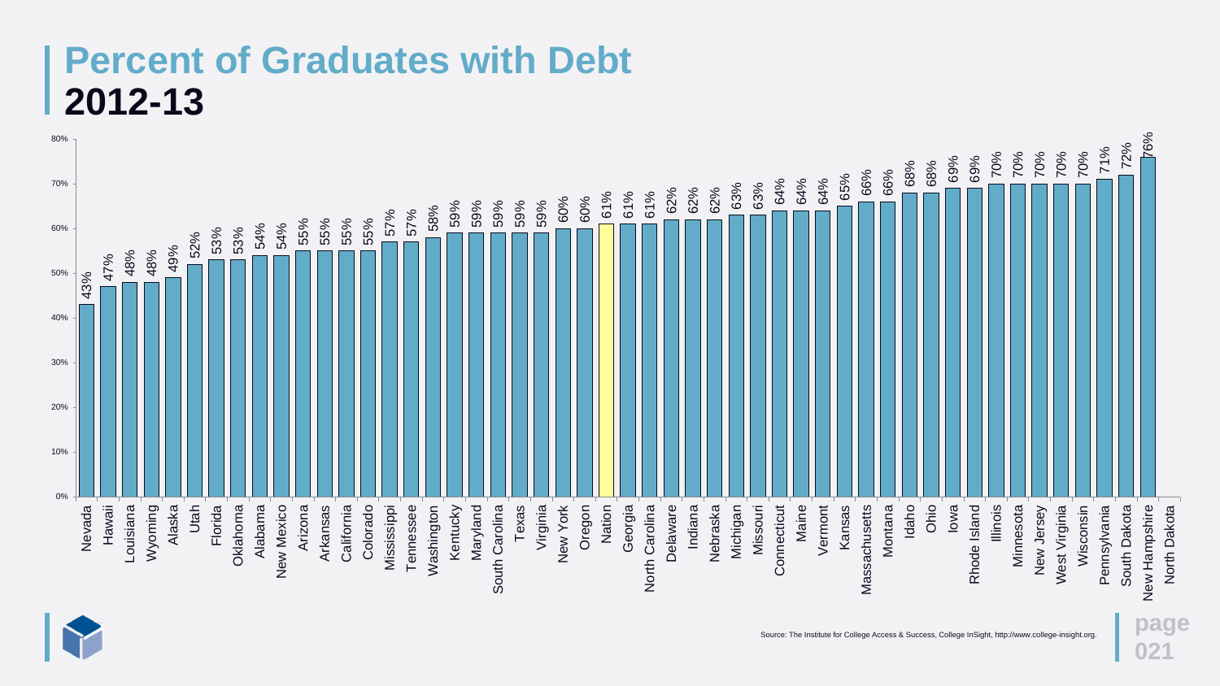# Percent of Graduates with Debt
## 2012-13

| State | Percent |
|---|---|
| Nevada | 43% |
| Hawaii | 47% |
| Louisiana | 48% |
| Wyoming | 48% |
| Alaska | 49% |
| Utah | 52% |
| Florida | 53% |
| Oklahoma | 53% |
| Alabama | 54% |
| New Mexico | 54% |
| Arizona | 55% |
| Arkansas | 55% |
| California | 55% |
| Colorado | 55% |
| Mississippi | 57% |
| Tennessee | 57% |
| Washington | 58% |
| Kentucky | 59% |
| Maryland | 59% |
| South Carolina | 59% |
| Texas | 59% |
| Virginia | 59% |
| New York | 60% |
| Oregon | 60% |
| Nation | 61% |
| Georgia | 61% |
| North Carolina | 61% |
| Delaware | 62% |
| Indiana | 62% |
| Nebraska | 62% |
| Michigan | 63% |
| Missouri | 63% |
| Connecticut | 64% |
| Maine | 64% |
| Vermont | 64% |
| Kansas | 65% |
| Massachusetts | 66% |
| Montana | 66% |
| Idaho | 68% |
| Ohio | 68% |
| Iowa | 69% |
| Rhode Island | 69% |
| Illinois | 70% |
| Minnesota | 70% |
| New Jersey | 70% |
| West Virginia | 70% |
| Wisconsin | 70% |
| Pennsylvania | 71% |
| South Dakota | 72% |
| New Hampshire | 76% |
| North Dakota | |

Source: The Institute for College Access & Success, College InSight, http://www.college-insight.org.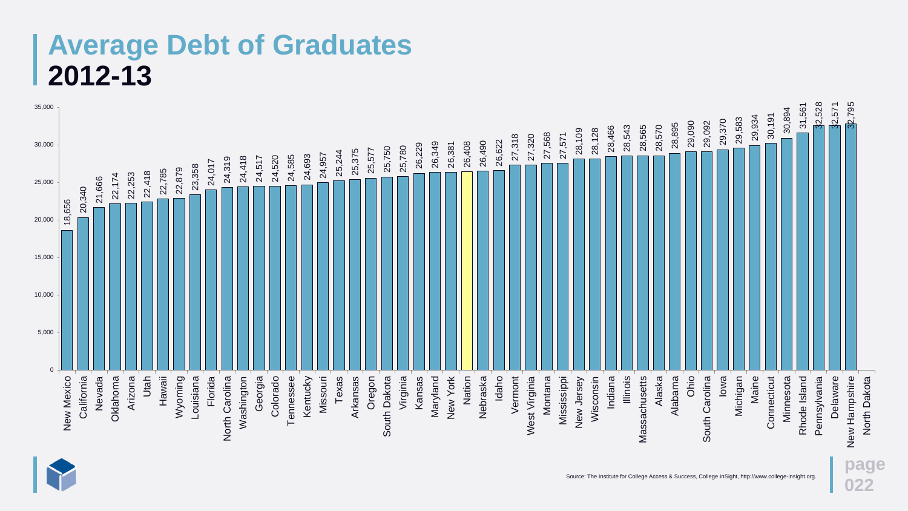# Average Debt of Graduates
## 2012-13

| State | Average Debt |
|---|---|
| New Mexico | 18,656 |
| California | 20,340 |
| Nevada | 21,666 |
| Oklahoma | 22,174 |
| Arizona | 22,253 |
| Utah | 22,418 |
| Hawaii | 22,785 |
| Wyoming | 22,879 |
| Louisiana | 23,358 |
| Florida | 24,017 |
| North Carolina | 24,319 |
| Washington | 24,418 |
| Georgia | 24,517 |
| Colorado | 24,520 |
| Tennessee | 24,585 |
| Kentucky | 24,693 |
| Missouri | 24,957 |
| Texas | 25,244 |
| Arkansas | 25,375 |
| Oregon | 25,577 |
| South Dakota | 25,750 |
| Virginia | 25,780 |
| Kansas | 26,229 |
| Maryland | 26,349 |
| New York | 26,381 |
| Nation | 26,408 |
| Nebraska | 26,490 |
| Idaho | 26,622 |
| Vermont | 27,318 |
| West Virginia | 27,320 |
| Montana | 27,568 |
| Mississippi | 27,571 |
| New Jersey | 28,109 |
| Wisconsin | 28,128 |
| Indiana | 28,466 |
| Illinois | 28,543 |
| Massachusetts | 28,565 |
| Alaska | 28,570 |
| Alabama | 28,895 |
| Ohio | 29,090 |
| South Carolina | 29,092 |
| Iowa | 29,370 |
| Michigan | 29,583 |
| Maine | 29,934 |
| Connecticut | 30,191 |
| Minnesota | 30,894 |
| Rhode Island | 31,561 |
| Pennsylvania | 32,528 |
| Delaware | 32,571 |
| New Hampshire | 32,795 |
| North Dakota | |

Source: The Institute for College Access & Success, College InSight, http://www.college-insight.org.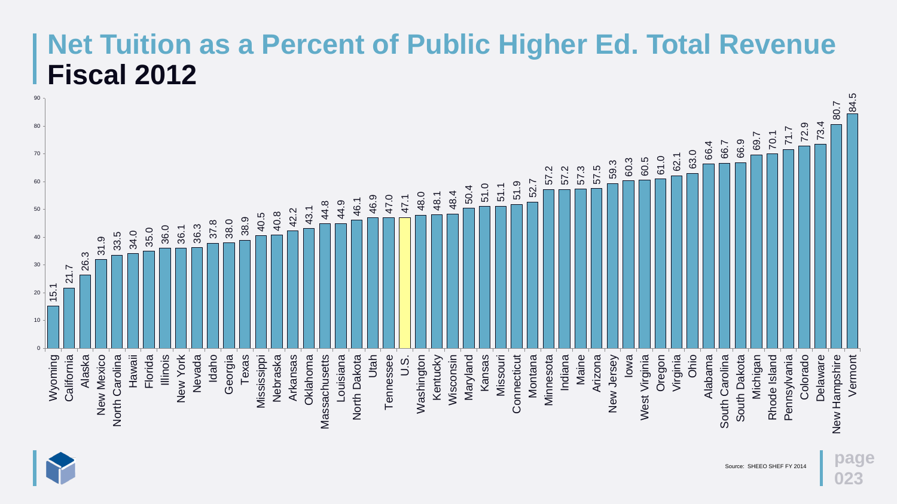# Net Tuition as a Percent of Public Higher Ed. Total Revenue
## Fiscal 2012

| State | Percent |
|---|---|
| Wyoming | 15.1 |
| California | 21.7 |
| Alaska | 26.3 |
| New Mexico | 31.9 |
| North Carolina | 33.5 |
| Hawaii | 34.0 |
| Florida | 35.0 |
| Illinois | 36.0 |
| New York | 36.1 |
| Nevada | 36.3 |
| Idaho | 37.8 |
| Georgia | 38.0 |
| Texas | 38.9 |
| Mississippi | 40.5 |
| Nebraska | 40.8 |
| Arkansas | 42.2 |
| Oklahoma | 43.1 |
| Massachusetts | 44.8 |
| Louisiana | 44.9 |
| North Dakota | 46.1 |
| Utah | 46.9 |
| Tennessee | 47.0 |
| U.S. | 47.1 |
| Washington | 48.0 |
| Kentucky | 48.1 |
| Wisconsin | 48.4 |
| Maryland | 50.4 |
| Kansas | 51.0 |
| Missouri | 51.1 |
| Connecticut | 51.9 |
| Montana | 52.7 |
| Minnesota | 57.2 |
| Indiana | 57.2 |
| Maine | 57.3 |
| Arizona | 57.5 |
| New Jersey | 59.3 |
| Iowa | 60.3 |
| West Virginia | 60.5 |
| Oregon | 61.0 |
| Virginia | 62.1 |
| Ohio | 63.0 |
| Alabama | 66.4 |
| South Carolina | 66.7 |
| South Dakota | 66.9 |
| Michigan | 69.7 |
| Rhode Island | 70.1 |
| Pennsylvania | 71.7 |
| Colorado | 72.9 |
| Delaware | 73.4 |
| New Hampshire | 80.7 |
| Vermont | 84.5 |

Source: SHEEO SHEF FY 2014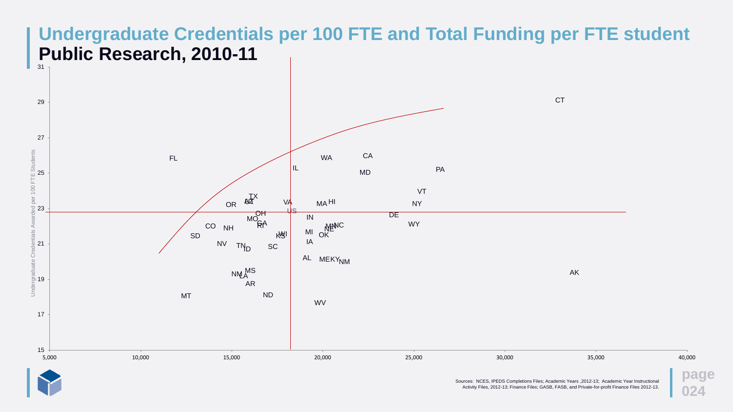# Undergraduate Credentials per 100 FTE and Total Funding per FTE student

## Public Research, 2010-11

Undergraduate Credentials Awarded per 100 FTE Students

31, 29, 27, 25, 23, 21, 19, 17, 15

5,000 10,000 15,000 20,000 25,000 30,000 35,000 40,000

CT, FL, WA, CA, IL, MD, PA, VT, TX, AZ, UT, VA, MA, HI, NY, OR, US, OH, DE, IN, MO, GA, RI, WY, CO, NH, MN, NC, NE, MI, WI, KS, OK, SD, IA, NV, TN, ID, SC, AL, ME, KY, NM, AK, MS, NM, LA, AR, MT, ND, WV

Sources: NCES, IPEDS Completions Files; Academic Years ,2012-13; Academic Year Instructional Activity Files, 2012-13; Finance Files; GASB, FASB, and Private-for-profit Finance Files 2012-13.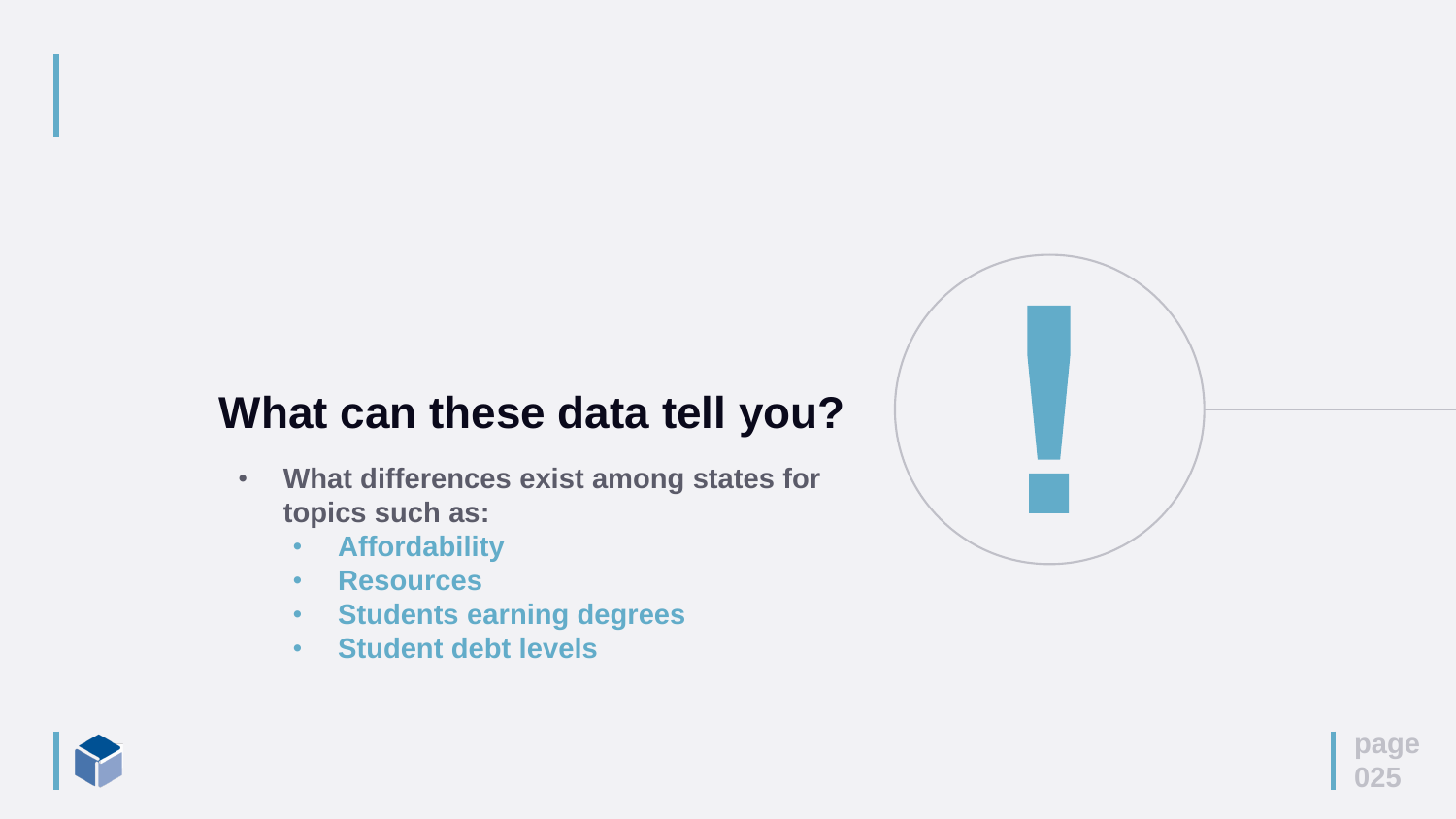## What can these data tell you?

- What differences exist among states for topics such as:
  - Affordability
  - Resources
  - Students earning degrees
  - Student debt levels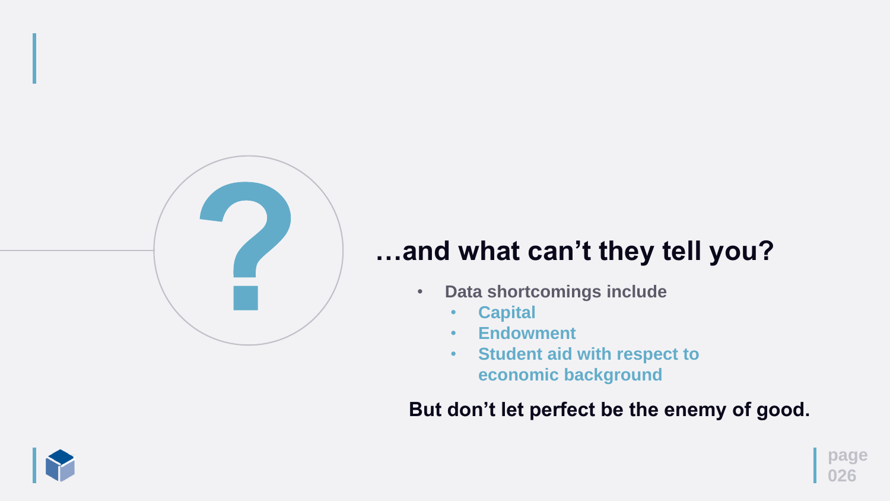## …and what can't they tell you?

- **Data shortcomings include**
  - **Capital**
  - **Endowment**
  - **Student aid with respect to economic background**

**But don't let perfect be the enemy of good.**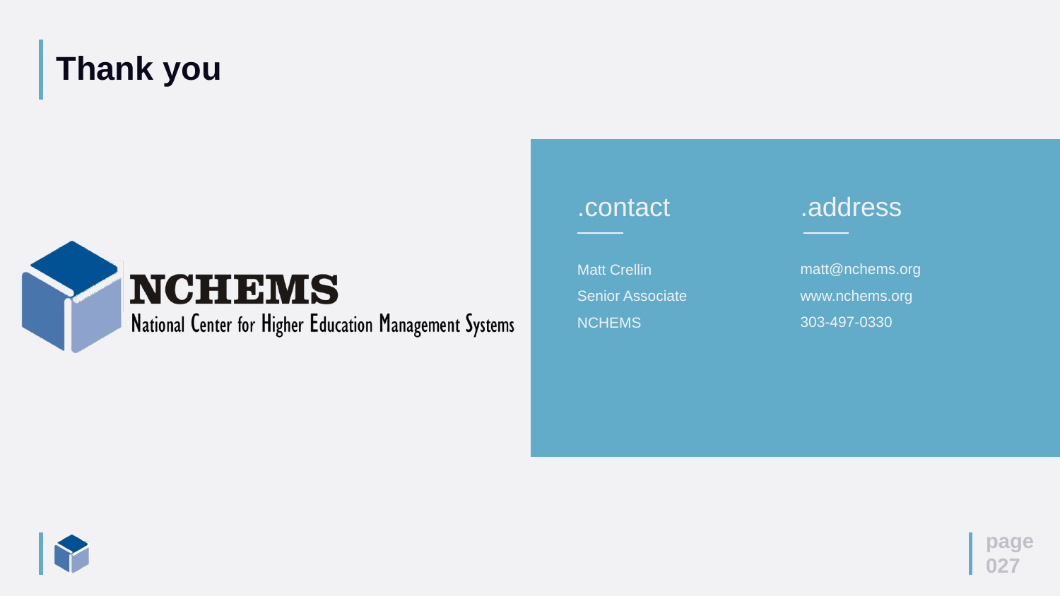# Thank you

NCHEMS
National Center for Higher Education Management Systems

## .contact

Matt Crellin
Senior Associate
NCHEMS

## .address

matt@nchems.org
www.nchems.org
303-497-0330